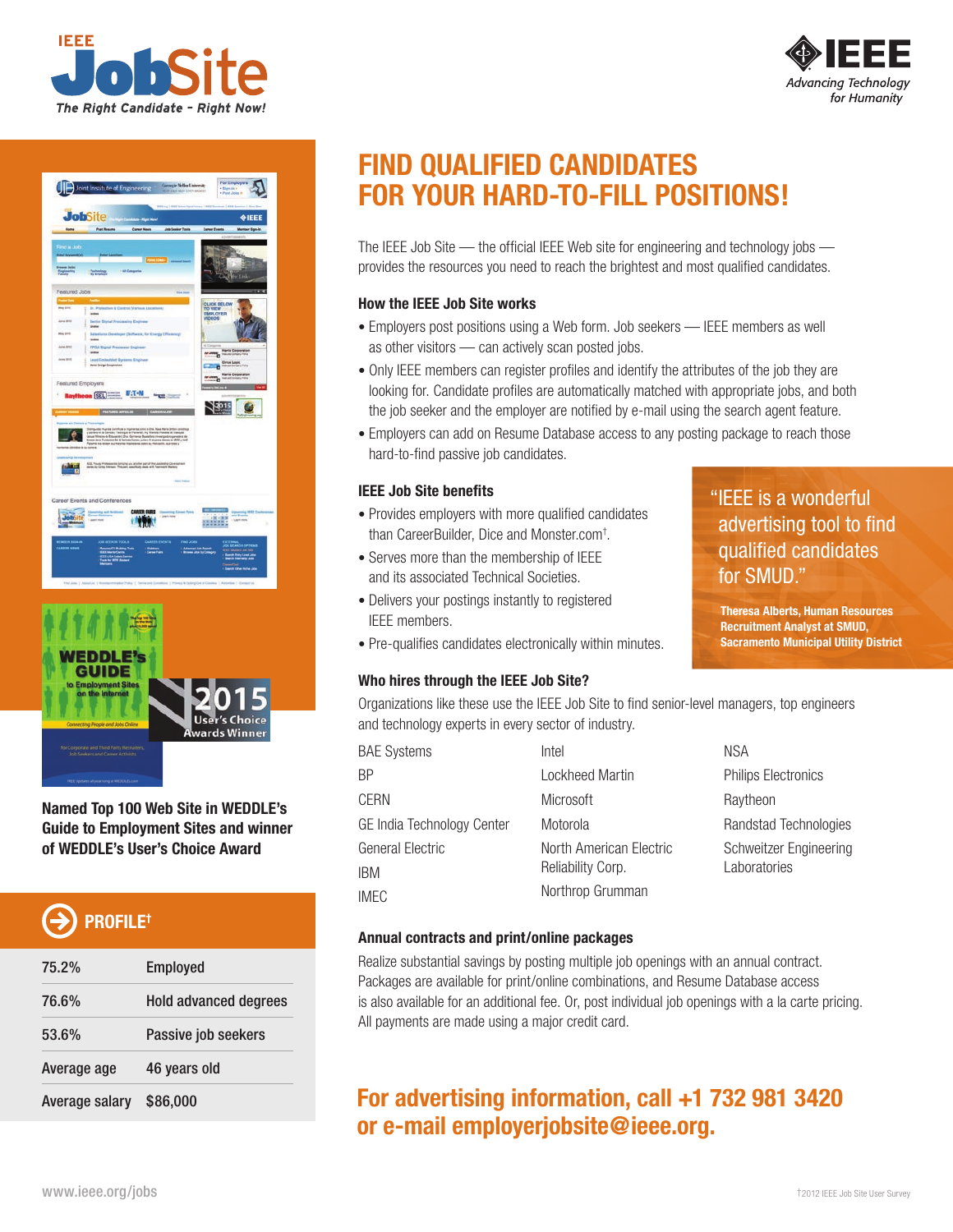# FIND QUALIFIED CANDIDATES FOR YOUR HARD-TO-FILL POSITIONS!

The IEEE Job Site — the official IEEE Web site for engineering and technology jobs — provides the resources you need to reach the brightest and most qualified candidates.

### How the IEEE Job Site works

- Employers post positions using a Web form. Job seekers — IEEE members as well as other visitors — can actively scan posted jobs.
- Only IEEE members can register profiles and identify the attributes of the job they are looking for. Candidate profiles are automatically matched with appropriate jobs, and both the job seeker and the employer are notified by e-mail using the search agent feature.
- Employers can add on Resume Database access to any posting package to reach those hard-to-find passive job candidates.

### IEEE Job Site benefits

- Provides employers with more qualified candidates than CareerBuilder, Dice and Monster.com†.
- Serves more than the membership of IEEE and its associated Technical Societies.
- Delivers your postings instantly to registered IEEE members.
- Pre-qualifies candidates electronically within minutes.

> "IEEE is a wonderful advertising tool to find qualified candidates for SMUD."
>
> **Theresa Alberts, Human Resources Recruitment Analyst at SMUD, Sacramento Municipal Utility District**

### Who hires through the IEEE Job Site?

Organizations like these use the IEEE Job Site to find senior-level managers, top engineers and technology experts in every sector of industry.

| | | |
|---|---|---|
| BAE Systems | Intel | NSA |
| BP | Lockheed Martin | Philips Electronics |
| CERN | Microsoft | Raytheon |
| GE India Technology Center | Motorola | Randstad Technologies |
| General Electric | North American Electric Reliability Corp. | Schweitzer Engineering Laboratories |
| IBM | Northrop Grumman | |
| IMEC | | |

### Annual contracts and print/online packages

Realize substantial savings by posting multiple job openings with an annual contract. Packages are available for print/online combinations, and Resume Database access is also available for an additional fee. Or, post individual job openings with a la carte pricing. All payments are made using a major credit card.

## For advertising information, call +1 732 981 3420 or e-mail employerjobsite@ieee.org.

**Named Top 100 Web Site in WEDDLE's Guide to Employment Sites and winner of WEDDLE's User's Choice Award**

## PROFILE†

| | |
|---|---|
| 75.2% | Employed |
| 76.6% | Hold advanced degrees |
| 53.6% | Passive job seekers |
| Average age | 46 years old |
| Average salary | $86,000 |

www.ieee.org/jobs

†2012 IEEE Job Site User Survey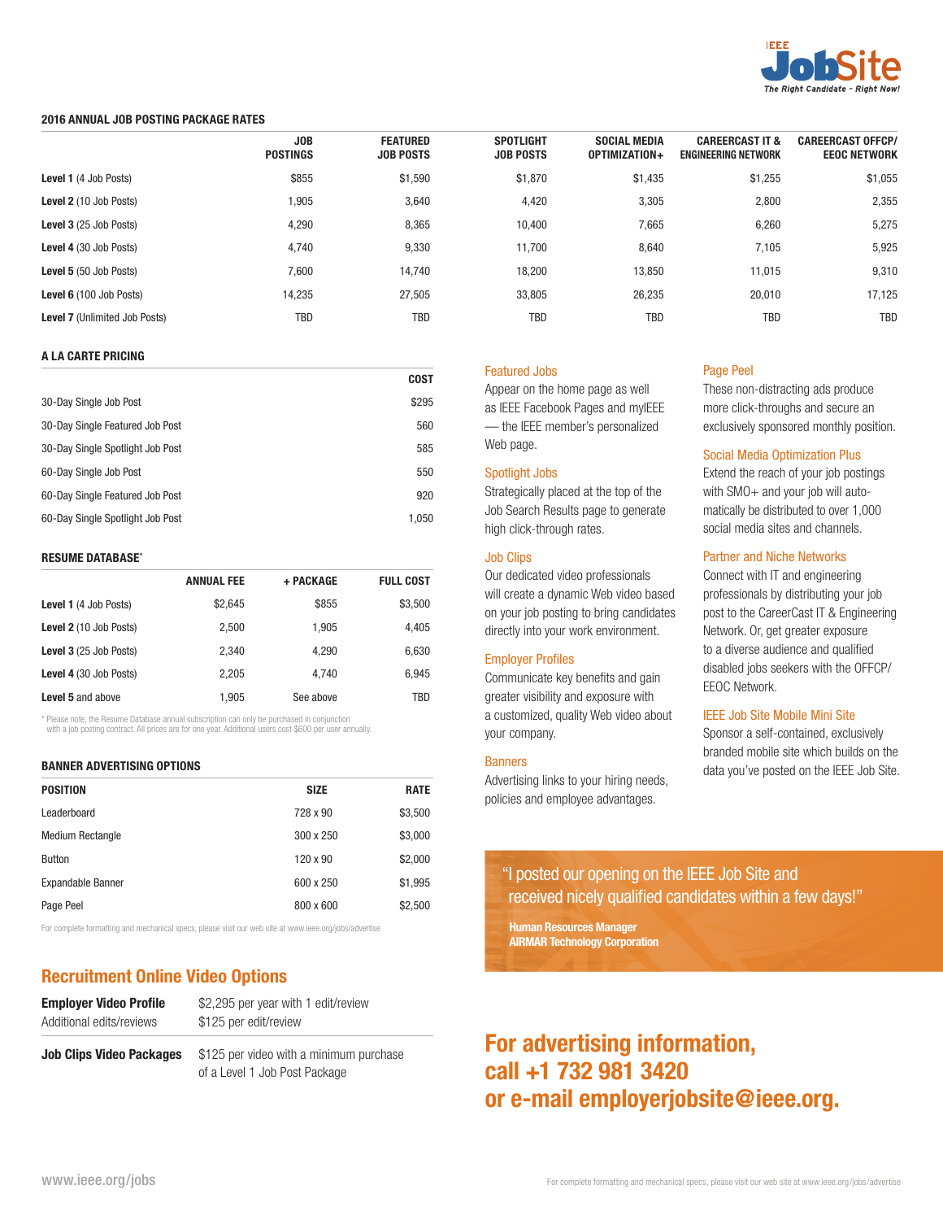IEEE JobSite
The Right Candidate – Right Now!

## 2016 ANNUAL JOB POSTING PACKAGE RATES

| | JOB POSTINGS | FEATURED JOB POSTS | SPOTLIGHT JOB POSTS | SOCIAL MEDIA OPTIMIZATION+ | CAREERCAST IT & ENGINEERING NETWORK | CAREERCAST OFFCP/ EEOC NETWORK |
|---|---|---|---|---|---|---|
| **Level 1** (4 Job Posts) | $855 | $1,590 | $1,870 | $1,435 | $1,255 | $1,055 |
| **Level 2** (10 Job Posts) | 1,905 | 3,640 | 4,420 | 3,305 | 2,800 | 2,355 |
| **Level 3** (25 Job Posts) | 4,290 | 8,365 | 10,400 | 7,665 | 6,260 | 5,275 |
| **Level 4** (30 Job Posts) | 4,740 | 9,330 | 11,700 | 8,640 | 7,105 | 5,925 |
| **Level 5** (50 Job Posts) | 7,600 | 14,740 | 18,200 | 13,850 | 11,015 | 9,310 |
| **Level 6** (100 Job Posts) | 14,235 | 27,505 | 33,805 | 26,235 | 20,010 | 17,125 |
| **Level 7** (Unlimited Job Posts) | TBD | TBD | TBD | TBD | TBD | TBD |

## A LA CARTE PRICING

| | COST |
|---|---|
| 30-Day Single Job Post | $295 |
| 30-Day Single Featured Job Post | 560 |
| 30-Day Single Spotlight Job Post | 585 |
| 60-Day Single Job Post | 550 |
| 60-Day Single Featured Job Post | 920 |
| 60-Day Single Spotlight Job Post | 1,050 |

## RESUME DATABASE*

| | ANNUAL FEE | + PACKAGE | FULL COST |
|---|---|---|---|
| **Level 1** (4 Job Posts) | $2,645 | $855 | $3,500 |
| **Level 2** (10 Job Posts) | 2,500 | 1,905 | 4,405 |
| **Level 3** (25 Job Posts) | 2,340 | 4,290 | 6,630 |
| **Level 4** (30 Job Posts) | 2,205 | 4,740 | 6,945 |
| **Level 5** and above | 1,905 | See above | TBD |

* Please note, the Resume Database annual subscription can only be purchased in conjunction with a job posting contract. All prices are for one year. Additional users cost $600 per user annually.

## BANNER ADVERTISING OPTIONS

| POSITION | SIZE | RATE |
|---|---|---|
| Leaderboard | 728 x 90 | $3,500 |
| Medium Rectangle | 300 x 250 | $3,000 |
| Button | 120 x 90 | $2,000 |
| Expandable Banner | 600 x 250 | $1,995 |
| Page Peel | 800 x 600 | $2,500 |

For complete formatting and mechanical specs, please visit our web site at www.ieee.org/jobs/advertise

## Recruitment Online Video Options

| | |
|---|---|
| **Employer Video Profile** | $2,295 per year with 1 edit/review |
| Additional edits/reviews | $125 per edit/review |
| **Job Clips Video Packages** | $125 per video with a minimum purchase of a Level 1 Job Post Package |

### Featured Jobs
Appear on the home page as well as IEEE Facebook Pages and myIEEE — the IEEE member's personalized Web page.

### Spotlight Jobs
Strategically placed at the top of the Job Search Results page to generate high click-through rates.

### Job Clips
Our dedicated video professionals will create a dynamic Web video based on your job posting to bring candidates directly into your work environment.

### Employer Profiles
Communicate key benefits and gain greater visibility and exposure with a customized, quality Web video about your company.

### Banners
Advertising links to your hiring needs, policies and employee advantages.

### Page Peel
These non-distracting ads produce more click-throughs and secure an exclusively sponsored monthly position.

### Social Media Optimization Plus
Extend the reach of your job postings with SMO+ and your job will automatically be distributed to over 1,000 social media sites and channels.

### Partner and Niche Networks
Connect with IT and engineering professionals by distributing your job post to the CareerCast IT & Engineering Network. Or, get greater exposure to a diverse audience and qualified disabled jobs seekers with the OFFCP/ EEOC Network.

### IEEE Job Site Mobile Mini Site
Sponsor a self-contained, exclusively branded mobile site which builds on the data you've posted on the IEEE Job Site.

> "I posted our opening on the IEEE Job Site and received nicely qualified candidates within a few days!"
>
> **Human Resources Manager**
> **AIRMAR Technology Corporation**

## For advertising information, call +1 732 981 3420 or e-mail employerjobsite@ieee.org.

www.ieee.org/jobs

For complete formatting and mechanical specs, please visit our web site at www.ieee.org/jobs/advertise